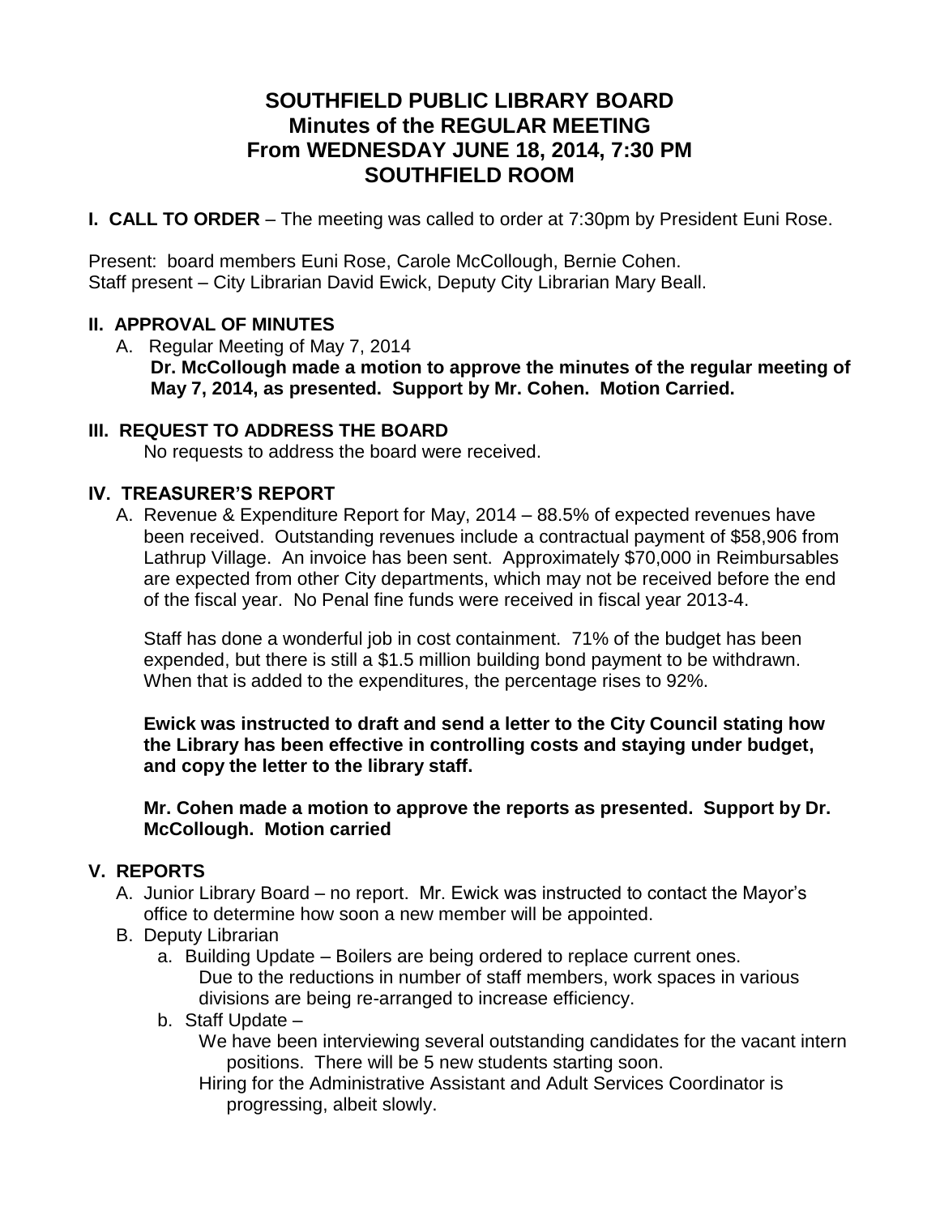# SOUTHFIELD PUBLIC LIBRARY BOARD
## Minutes of the REGULAR MEETING
## From WEDNESDAY JUNE 18, 2014, 7:30 PM
## SOUTHFIELD ROOM

**I. CALL TO ORDER** – The meeting was called to order at 7:30pm by President Euni Rose.

Present: board members Euni Rose, Carole McCollough, Bernie Cohen.
Staff present – City Librarian David Ewick, Deputy City Librarian Mary Beall.

### II. APPROVAL OF MINUTES

A. Regular Meeting of May 7, 2014
   **Dr. McCollough made a motion to approve the minutes of the regular meeting of May 7, 2014, as presented. Support by Mr. Cohen. Motion Carried.**

### III. REQUEST TO ADDRESS THE BOARD

No requests to address the board were received.

### IV. TREASURER'S REPORT

A. Revenue & Expenditure Report for May, 2014 – 88.5% of expected revenues have been received. Outstanding revenues include a contractual payment of $58,906 from Lathrup Village. An invoice has been sent. Approximately $70,000 in Reimbursables are expected from other City departments, which may not be received before the end of the fiscal year. No Penal fine funds were received in fiscal year 2013-4.

   Staff has done a wonderful job in cost containment. 71% of the budget has been expended, but there is still a $1.5 million building bond payment to be withdrawn. When that is added to the expenditures, the percentage rises to 92%.

   **Ewick was instructed to draft and send a letter to the City Council stating how the Library has been effective in controlling costs and staying under budget, and copy the letter to the library staff.**

   **Mr. Cohen made a motion to approve the reports as presented. Support by Dr. McCollough. Motion carried**

### V. REPORTS

A. Junior Library Board – no report. Mr. Ewick was instructed to contact the Mayor's office to determine how soon a new member will be appointed.
B. Deputy Librarian
   a. Building Update – Boilers are being ordered to replace current ones.
      Due to the reductions in number of staff members, work spaces in various divisions are being re-arranged to increase efficiency.
   b. Staff Update –
      We have been interviewing several outstanding candidates for the vacant intern positions. There will be 5 new students starting soon.
      Hiring for the Administrative Assistant and Adult Services Coordinator is progressing, albeit slowly.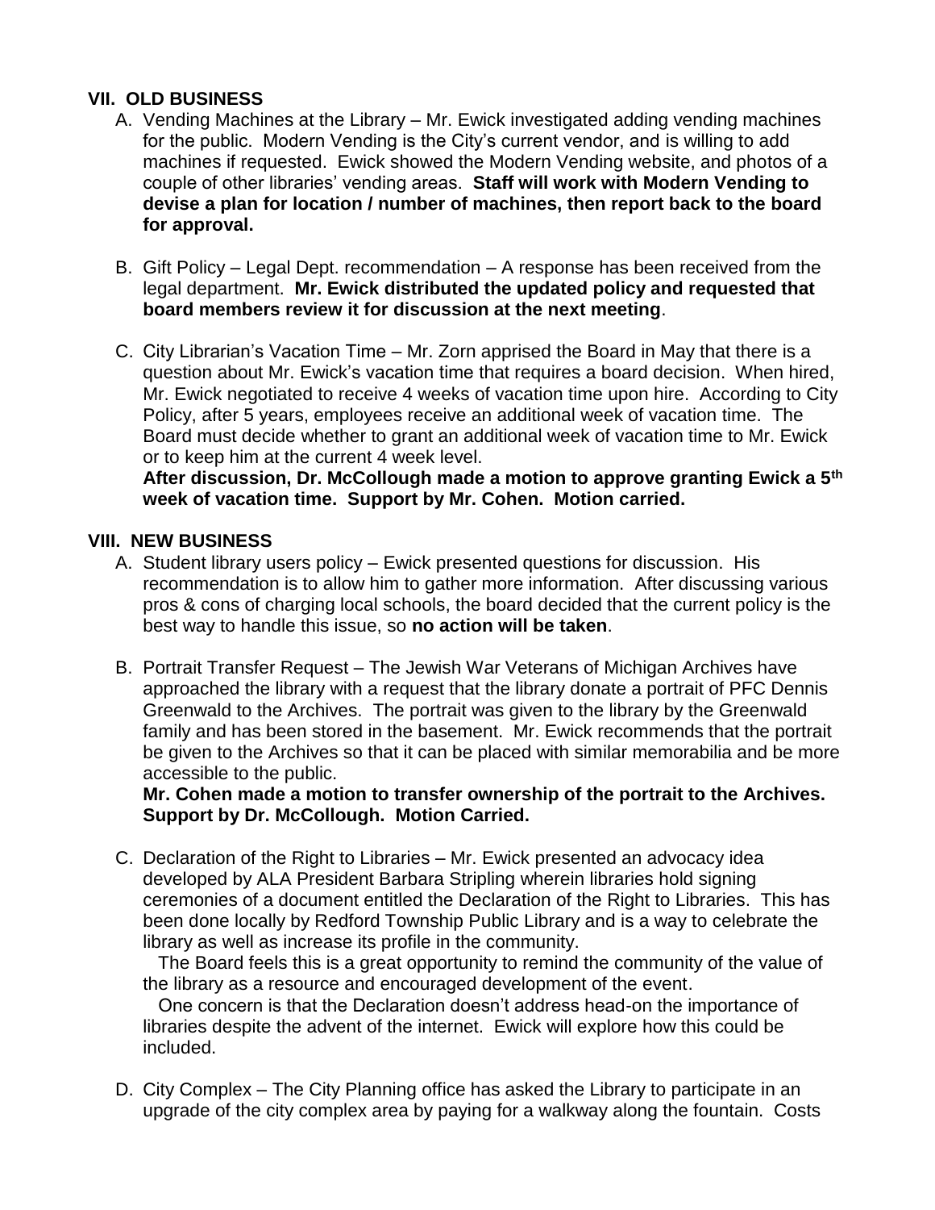## VII. OLD BUSINESS

A. Vending Machines at the Library – Mr. Ewick investigated adding vending machines for the public. Modern Vending is the City's current vendor, and is willing to add machines if requested. Ewick showed the Modern Vending website, and photos of a couple of other libraries' vending areas. **Staff will work with Modern Vending to devise a plan for location / number of machines, then report back to the board for approval.**

B. Gift Policy – Legal Dept. recommendation – A response has been received from the legal department. **Mr. Ewick distributed the updated policy and requested that board members review it for discussion at the next meeting**.

C. City Librarian's Vacation Time – Mr. Zorn apprised the Board in May that there is a question about Mr. Ewick's vacation time that requires a board decision. When hired, Mr. Ewick negotiated to receive 4 weeks of vacation time upon hire. According to City Policy, after 5 years, employees receive an additional week of vacation time. The Board must decide whether to grant an additional week of vacation time to Mr. Ewick or to keep him at the current 4 week level.
**After discussion, Dr. McCollough made a motion to approve granting Ewick a 5th week of vacation time. Support by Mr. Cohen. Motion carried.**

## VIII. NEW BUSINESS

A. Student library users policy – Ewick presented questions for discussion. His recommendation is to allow him to gather more information. After discussing various pros & cons of charging local schools, the board decided that the current policy is the best way to handle this issue, so **no action will be taken**.

B. Portrait Transfer Request – The Jewish War Veterans of Michigan Archives have approached the library with a request that the library donate a portrait of PFC Dennis Greenwald to the Archives. The portrait was given to the library by the Greenwald family and has been stored in the basement. Mr. Ewick recommends that the portrait be given to the Archives so that it can be placed with similar memorabilia and be more accessible to the public.
**Mr. Cohen made a motion to transfer ownership of the portrait to the Archives. Support by Dr. McCollough. Motion Carried.**

C. Declaration of the Right to Libraries – Mr. Ewick presented an advocacy idea developed by ALA President Barbara Stripling wherein libraries hold signing ceremonies of a document entitled the Declaration of the Right to Libraries. This has been done locally by Redford Township Public Library and is a way to celebrate the library as well as increase its profile in the community.

The Board feels this is a great opportunity to remind the community of the value of the library as a resource and encouraged development of the event.

One concern is that the Declaration doesn't address head-on the importance of libraries despite the advent of the internet. Ewick will explore how this could be included.

D. City Complex – The City Planning office has asked the Library to participate in an upgrade of the city complex area by paying for a walkway along the fountain. Costs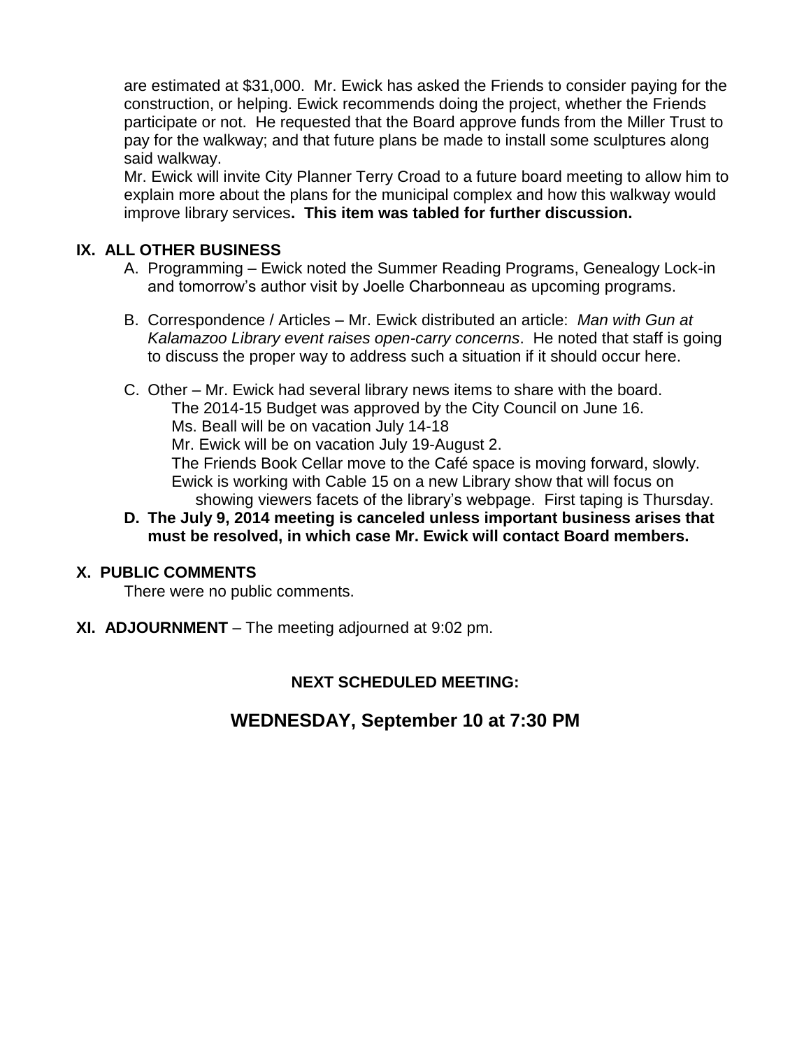are estimated at $31,000. Mr. Ewick has asked the Friends to consider paying for the construction, or helping. Ewick recommends doing the project, whether the Friends participate or not. He requested that the Board approve funds from the Miller Trust to pay for the walkway; and that future plans be made to install some sculptures along said walkway.

Mr. Ewick will invite City Planner Terry Croad to a future board meeting to allow him to explain more about the plans for the municipal complex and how this walkway would improve library services**. This item was tabled for further discussion.**

## IX. ALL OTHER BUSINESS

A. Programming – Ewick noted the Summer Reading Programs, Genealogy Lock-in and tomorrow's author visit by Joelle Charbonneau as upcoming programs.

B. Correspondence / Articles – Mr. Ewick distributed an article: *Man with Gun at Kalamazoo Library event raises open-carry concerns*. He noted that staff is going to discuss the proper way to address such a situation if it should occur here.

C. Other – Mr. Ewick had several library news items to share with the board.
   The 2014-15 Budget was approved by the City Council on June 16.
   Ms. Beall will be on vacation July 14-18
   Mr. Ewick will be on vacation July 19-August 2.
   The Friends Book Cellar move to the Café space is moving forward, slowly.
   Ewick is working with Cable 15 on a new Library show that will focus on showing viewers facets of the library's webpage. First taping is Thursday.

**D. The July 9, 2014 meeting is canceled unless important business arises that must be resolved, in which case Mr. Ewick will contact Board members.**

## X. PUBLIC COMMENTS

There were no public comments.

**XI. ADJOURNMENT** – The meeting adjourned at 9:02 pm.

**NEXT SCHEDULED MEETING:**

## WEDNESDAY, September 10 at 7:30 PM